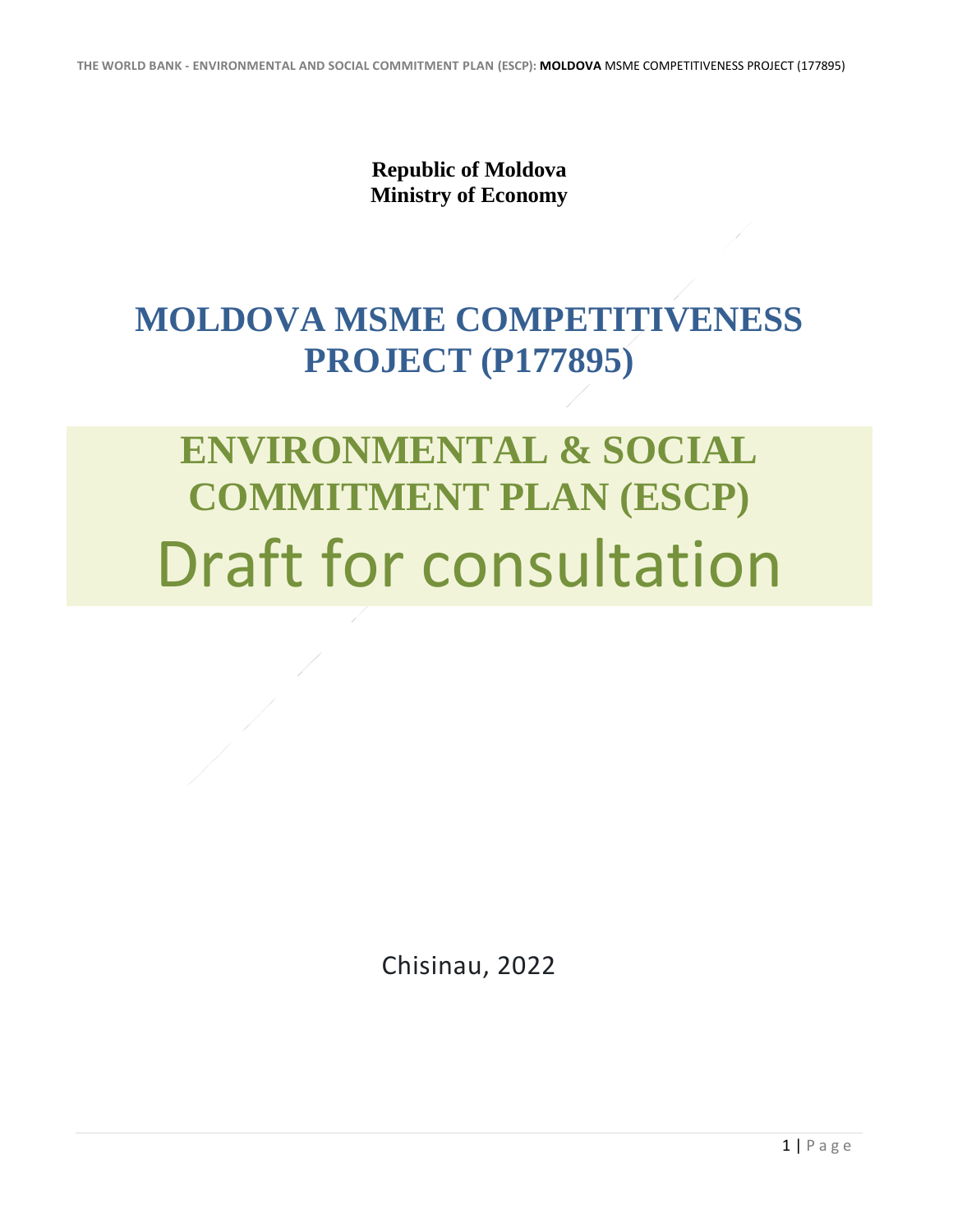**Republic of Moldova**
**Ministry of Economy**

# MOLDOVA MSME COMPETITIVENESS PROJECT (P177895)

# ENVIRONMENTAL & SOCIAL COMMITMENT PLAN (ESCP)

## Draft for consultation

Chisinau, 2022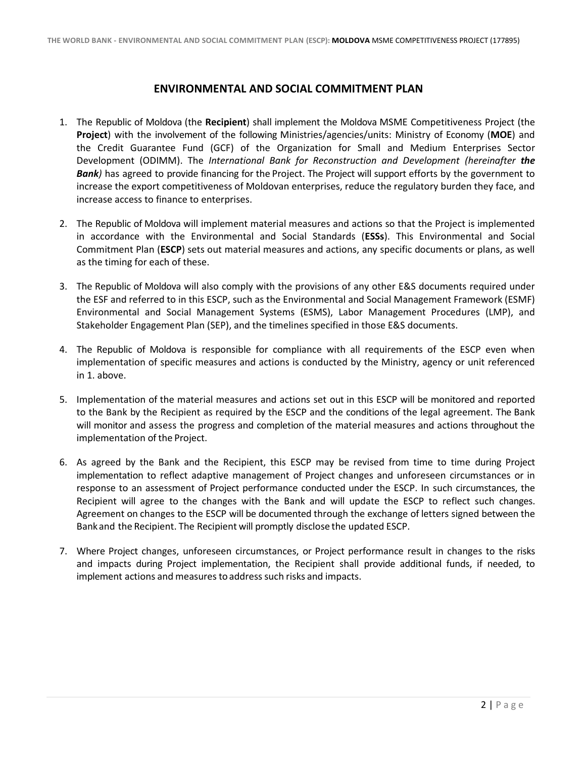## ENVIRONMENTAL AND SOCIAL COMMITMENT PLAN

1. The Republic of Moldova (the **Recipient**) shall implement the Moldova MSME Competitiveness Project (the **Project**) with the involvement of the following Ministries/agencies/units: Ministry of Economy (**MOE**) and the Credit Guarantee Fund (GCF) of the Organization for Small and Medium Enterprises Sector Development (ODIMM). The *International Bank for Reconstruction and Development (hereinafter **the Bank**)* has agreed to provide financing for the Project. The Project will support efforts by the government to increase the export competitiveness of Moldovan enterprises, reduce the regulatory burden they face, and increase access to finance to enterprises.

2. The Republic of Moldova will implement material measures and actions so that the Project is implemented in accordance with the Environmental and Social Standards (**ESSs**). This Environmental and Social Commitment Plan (**ESCP**) sets out material measures and actions, any specific documents or plans, as well as the timing for each of these.

3. The Republic of Moldova will also comply with the provisions of any other E&S documents required under the ESF and referred to in this ESCP, such as the Environmental and Social Management Framework (ESMF) Environmental and Social Management Systems (ESMS), Labor Management Procedures (LMP), and Stakeholder Engagement Plan (SEP), and the timelines specified in those E&S documents.

4. The Republic of Moldova is responsible for compliance with all requirements of the ESCP even when implementation of specific measures and actions is conducted by the Ministry, agency or unit referenced in 1. above.

5. Implementation of the material measures and actions set out in this ESCP will be monitored and reported to the Bank by the Recipient as required by the ESCP and the conditions of the legal agreement. The Bank will monitor and assess the progress and completion of the material measures and actions throughout the implementation of the Project.

6. As agreed by the Bank and the Recipient, this ESCP may be revised from time to time during Project implementation to reflect adaptive management of Project changes and unforeseen circumstances or in response to an assessment of Project performance conducted under the ESCP. In such circumstances, the Recipient will agree to the changes with the Bank and will update the ESCP to reflect such changes. Agreement on changes to the ESCP will be documented through the exchange of letters signed between the Bank and the Recipient. The Recipient will promptly disclose the updated ESCP.

7. Where Project changes, unforeseen circumstances, or Project performance result in changes to the risks and impacts during Project implementation, the Recipient shall provide additional funds, if needed, to implement actions and measures to address such risks and impacts.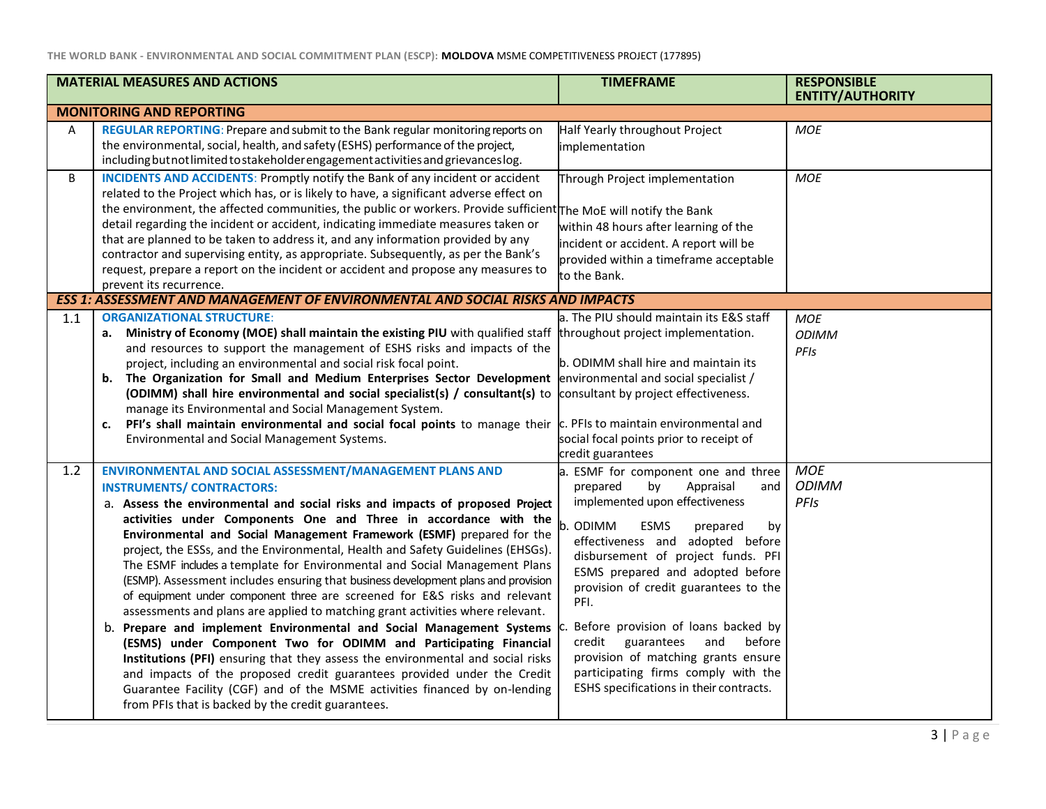| | MATERIAL MEASURES AND ACTIONS | TIMEFRAME | RESPONSIBLE ENTITY/AUTHORITY |
|---|---|---|---|
| **MONITORING AND REPORTING** | | | |
| A | **REGULAR REPORTING**: Prepare and submit to the Bank regular monitoring reports on the environmental, social, health, and safety (ESHS) performance of the project, including but not limited to stakeholder engagement activities and grievances log. | Half Yearly throughout Project implementation | *MOE* |
| B | **INCIDENTS AND ACCIDENTS**: Promptly notify the Bank of any incident or accident related to the Project which has, or is likely to have, a significant adverse effect on the environment, the affected communities, the public or workers. Provide sufficient detail regarding the incident or accident, indicating immediate measures taken or that are planned to be taken to address it, and any information provided by any contractor and supervising entity, as appropriate. Subsequently, as per the Bank's request, prepare a report on the incident or accident and propose any measures to prevent its recurrence. | Through Project implementation<br><br>The MoE will notify the Bank within 48 hours after learning of the incident or accident. A report will be provided within a timeframe acceptable to the Bank. | *MOE* |
| ***ESS 1: ASSESSMENT AND MANAGEMENT OF ENVIRONMENTAL AND SOCIAL RISKS AND IMPACTS*** | | | |
| 1.1 | **ORGANIZATIONAL STRUCTURE**:<br>a. **Ministry of Economy (MOE) shall maintain the existing PIU** with qualified staff and resources to support the management of ESHS risks and impacts of the project, including an environmental and social risk focal point.<br>b. **The Organization for Small and Medium Enterprises Sector Development (ODIMM) shall hire environmental and social specialist(s) / consultant(s)** to manage its Environmental and Social Management System.<br>c. **PFI's shall maintain environmental and social focal points** to manage their Environmental and Social Management Systems. | a. The PIU should maintain its E&S staff throughout project implementation.<br><br>b. ODIMM shall hire and maintain its environmental and social specialist / consultant by project effectiveness.<br><br>c. PFIs to maintain environmental and social focal points prior to receipt of credit guarantees | *MOE*<br>*ODIMM*<br>*PFIs* |
| 1.2 | **ENVIRONMENTAL AND SOCIAL ASSESSMENT/MANAGEMENT PLANS AND INSTRUMENTS/ CONTRACTORS:**<br>a. **Assess the environmental and social risks and impacts of proposed Project activities under Components One and Three in accordance with the Environmental and Social Management Framework (ESMF)** prepared for the project, the ESSs, and the Environmental, Health and Safety Guidelines (EHSGs). The ESMF includes a template for Environmental and Social Management Plans (ESMP). Assessment includes ensuring that business development plans and provision of equipment under component three are screened for E&S risks and relevant assessments and plans are applied to matching grant activities where relevant.<br>b. **Prepare and implement Environmental and Social Management Systems (ESMS) under Component Two for ODIMM and Participating Financial Institutions (PFI)** ensuring that they assess the environmental and social risks and impacts of the proposed credit guarantees provided under the Credit Guarantee Facility (CGF) and of the MSME activities financed by on-lending from PFIs that is backed by the credit guarantees. | a. ESMF for component one and three prepared by Appraisal and implemented upon effectiveness<br><br>b. ODIMM ESMS prepared by effectiveness and adopted before disbursement of project funds. PFI ESMS prepared and adopted before provision of credit guarantees to the PFI.<br><br>c. Before provision of loans backed by credit guarantees and before provision of matching grants ensure participating firms comply with the ESHS specifications in their contracts. | *MOE*<br>*ODIMM*<br>*PFIs* |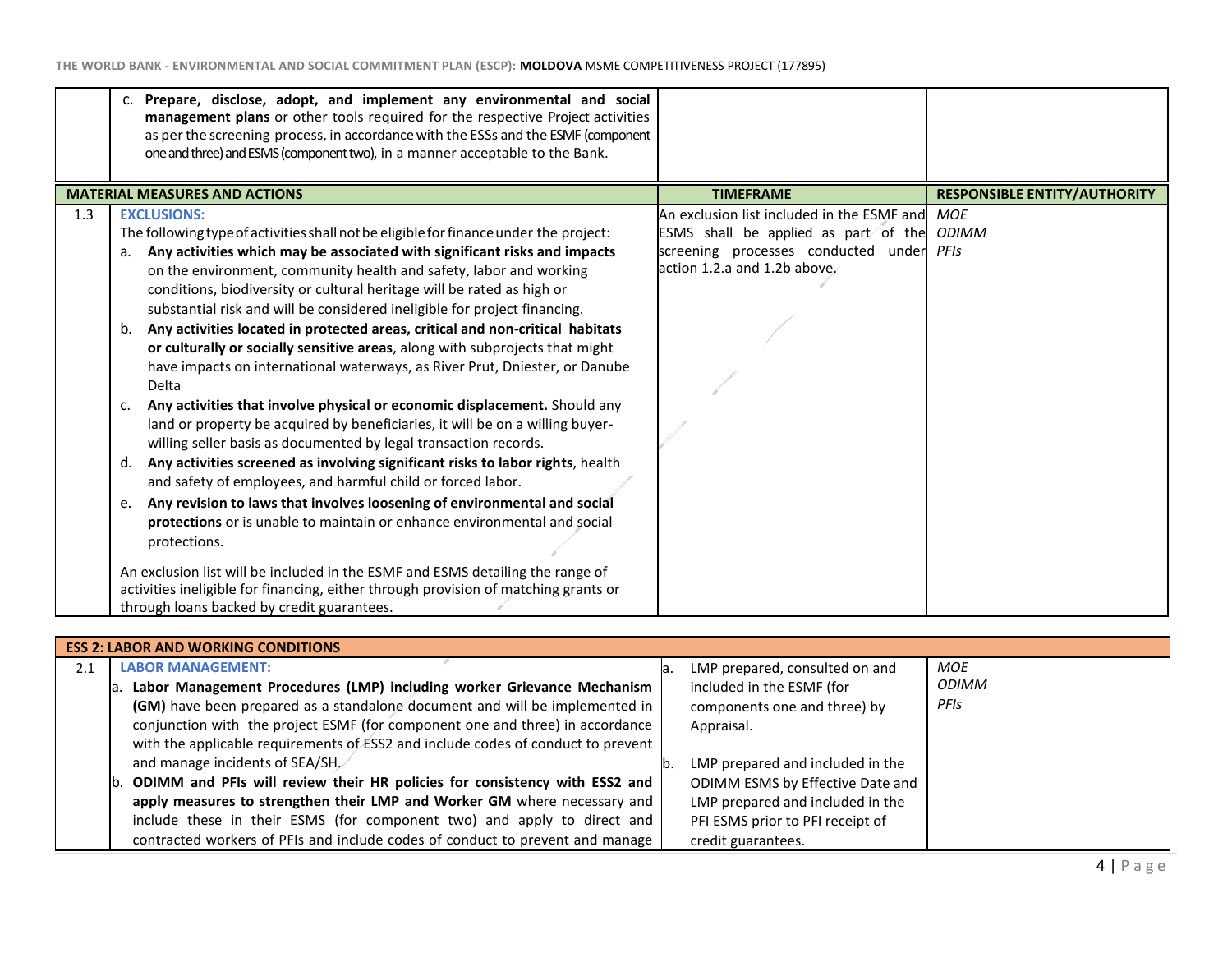| | | | |
|---|---|---|---|
| | c. **Prepare, disclose, adopt, and implement any environmental and social management plans** or other tools required for the respective Project activities as per the screening process, in accordance with the ESSs and the ESMF (component one and three) and ESMS (component two), in a manner acceptable to the Bank. | | |

| | MATERIAL MEASURES AND ACTIONS | TIMEFRAME | RESPONSIBLE ENTITY/AUTHORITY |
|---|---|---|---|
| 1.3 | **EXCLUSIONS:**<br>The following type of activities shall not be eligible for finance under the project:<br>a. **Any activities which may be associated with significant risks and impacts** on the environment, community health and safety, labor and working conditions, biodiversity or cultural heritage will be rated as high or substantial risk and will be considered ineligible for project financing.<br>b. **Any activities located in protected areas, critical and non-critical habitats or culturally or socially sensitive areas**, along with subprojects that might have impacts on international waterways, as River Prut, Dniester, or Danube Delta<br>c. **Any activities that involve physical or economic displacement.** Should any land or property be acquired by beneficiaries, it will be on a willing buyer-willing seller basis as documented by legal transaction records.<br>d. **Any activities screened as involving significant risks to labor rights**, health and safety of employees, and harmful child or forced labor.<br>e. **Any revision to laws that involves loosening of environmental and social protections** or is unable to maintain or enhance environmental and social protections.<br><br>An exclusion list will be included in the ESMF and ESMS detailing the range of activities ineligible for financing, either through provision of matching grants or through loans backed by credit guarantees. | An exclusion list included in the ESMF and ESMS shall be applied as part of the screening processes conducted under action 1.2.a and 1.2b above. | *MOE*<br>*ODIMM*<br>*PFIs* |

| | ESS 2: LABOR AND WORKING CONDITIONS | | |
|---|---|---|---|
| 2.1 | **LABOR MANAGEMENT:**<br>a. **Labor Management Procedures (LMP) including worker Grievance Mechanism (GM)** have been prepared as a standalone document and will be implemented in conjunction with the project ESMF (for component one and three) in accordance with the applicable requirements of ESS2 and include codes of conduct to prevent and manage incidents of SEA/SH.<br>b. **ODIMM and PFIs will review their HR policies for consistency with ESS2 and apply measures to strengthen their LMP and Worker GM** where necessary and include these in their ESMS (for component two) and apply to direct and contracted workers of PFIs and include codes of conduct to prevent and manage | a. LMP prepared, consulted on and included in the ESMF (for components one and three) by Appraisal.<br><br>b. LMP prepared and included in the ODIMM ESMS by Effective Date and LMP prepared and included in the PFI ESMS prior to PFI receipt of credit guarantees. | *MOE*<br>*ODIMM*<br>*PFIs* |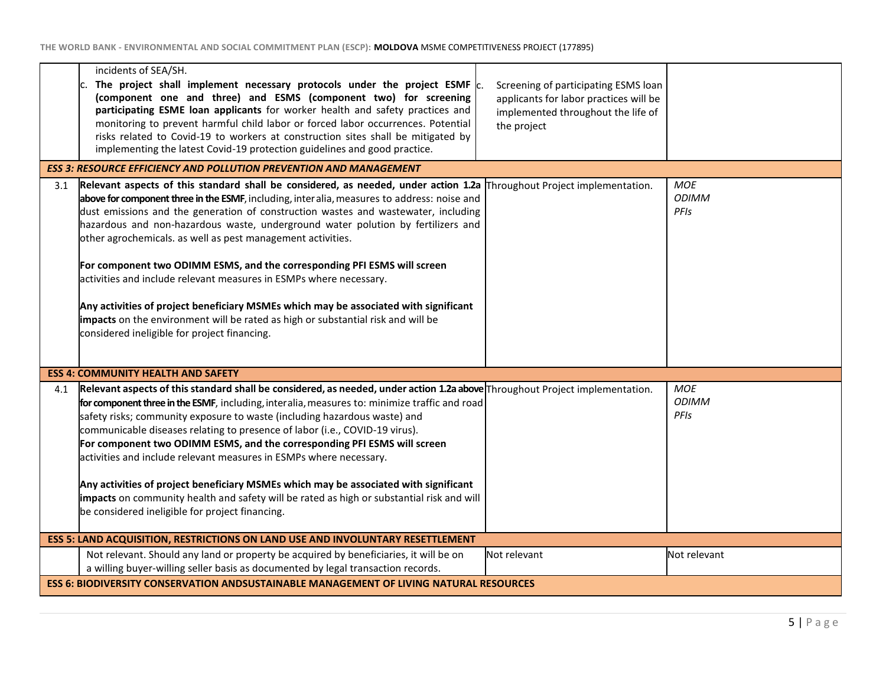| | | | |
|---|---|---|---|
| | incidents of SEA/SH.<br>c. **The project shall implement necessary protocols under the project ESMF (component one and three) and ESMS (component two) for screening participating ESME loan applicants** for worker health and safety practices and monitoring to prevent harmful child labor or forced labor occurrences. Potential risks related to Covid-19 to workers at construction sites shall be mitigated by implementing the latest Covid-19 protection guidelines and good practice. | c. Screening of participating ESMS loan applicants for labor practices will be implemented throughout the life of the project | |
| ***ESS 3: RESOURCE EFFICIENCY AND POLLUTION PREVENTION AND MANAGEMENT*** | | | |
| 3.1 | **Relevant aspects of this standard shall be considered, as needed, under action 1.2a above for component three in the ESMF**, including, inter alia, measures to address: noise and dust emissions and the generation of construction wastes and wastewater, including hazardous and non-hazardous waste, underground water polution by fertilizers and other agrochemicals. as well as pest management activities.<br><br>**For component two ODIMM ESMS, and the corresponding PFI ESMS will screen** activities and include relevant measures in ESMPs where necessary.<br><br>**Any activities of project beneficiary MSMEs which may be associated with significant impacts** on the environment will be rated as high or substantial risk and will be considered ineligible for project financing. | Throughout Project implementation. | *MOE*<br>*ODIMM*<br>*PFIs* |
| **ESS 4: COMMUNITY HEALTH AND SAFETY** | | | |
| 4.1 | **Relevant aspects of this standard shall be considered, as needed, under action 1.2a above for component three in the ESMF**, including, inter alia, measures to: minimize traffic and road safety risks; community exposure to waste (including hazardous waste) and communicable diseases relating to presence of labor (i.e., COVID-19 virus).<br>**For component two ODIMM ESMS, and the corresponding PFI ESMS will screen** activities and include relevant measures in ESMPs where necessary.<br><br>**Any activities of project beneficiary MSMEs which may be associated with significant impacts** on community health and safety will be rated as high or substantial risk and will be considered ineligible for project financing. | Throughout Project implementation. | *MOE*<br>*ODIMM*<br>*PFIs* |
| **ESS 5: LAND ACQUISITION, RESTRICTIONS ON LAND USE AND INVOLUNTARY RESETTLEMENT** | | | |
| | Not relevant. Should any land or property be acquired by beneficiaries, it will be on a willing buyer-willing seller basis as documented by legal transaction records. | Not relevant | Not relevant |
| **ESS 6: BIODIVERSITY CONSERVATION ANDSUSTAINABLE MANAGEMENT OF LIVING NATURAL RESOURCES** | | | |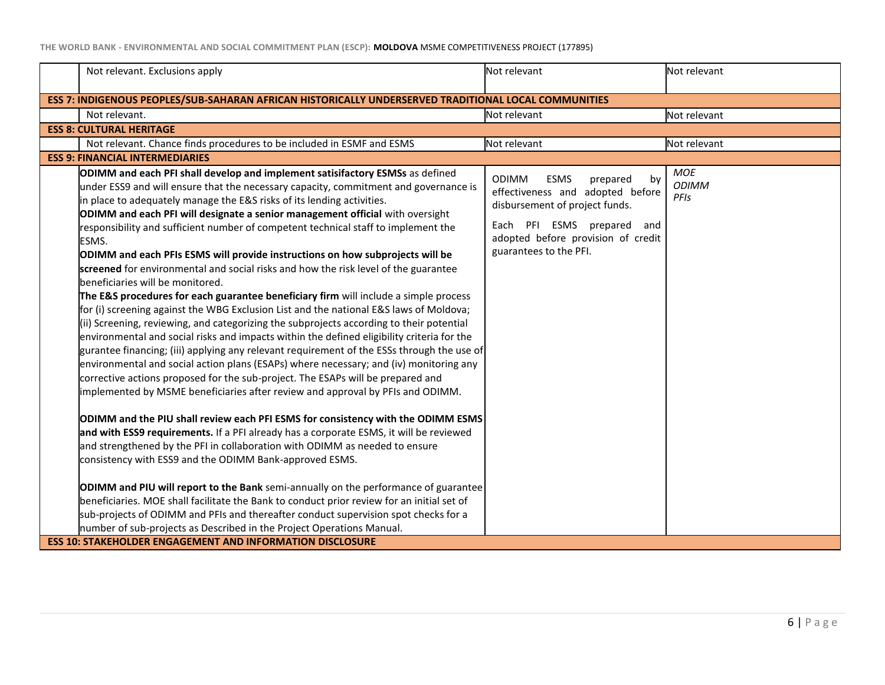| | | | |
|---|---|---|---|
| | Not relevant. Exclusions apply | Not relevant | Not relevant |
| **ESS 7: INDIGENOUS PEOPLES/SUB-SAHARAN AFRICAN HISTORICALLY UNDERSERVED TRADITIONAL LOCAL COMMUNITIES** | | | |
| | Not relevant. | Not relevant | Not relevant |
| **ESS 8: CULTURAL HERITAGE** | | | |
| | Not relevant. Chance finds procedures to be included in ESMF and ESMS | Not relevant | Not relevant |
| **ESS 9: FINANCIAL INTERMEDIARIES** | | | |
| | **ODIMM and each PFI shall develop and implement satisifactory ESMSs** as defined under ESS9 and will ensure that the necessary capacity, commitment and governance is in place to adequately manage the E&S risks of its lending activities.<br>**ODIMM and each PFI will designate a senior management official** with oversight responsibility and sufficient number of competent technical staff to implement the ESMS.<br>**ODIMM and each PFIs ESMS will provide instructions on how subprojects will be screened** for environmental and social risks and how the risk level of the guarantee beneficiaries will be monitored.<br>**The E&S procedures for each guarantee beneficiary firm** will include a simple process for (i) screening against the WBG Exclusion List and the national E&S laws of Moldova; (ii) Screening, reviewing, and categorizing the subprojects according to their potential environmental and social risks and impacts within the defined eligibility criteria for the gurantee financing; (iii) applying any relevant requirement of the ESSs through the use of environmental and social action plans (ESAPs) where necessary; and (iv) monitoring any corrective actions proposed for the sub-project. The ESAPs will be prepared and implemented by MSME beneficiaries after review and approval by PFIs and ODIMM.<br><br>**ODIMM and the PIU shall review each PFI ESMS for consistency with the ODIMM ESMS and with ESS9 requirements.** If a PFI already has a corporate ESMS, it will be reviewed and strengthened by the PFI in collaboration with ODIMM as needed to ensure consistency with ESS9 and the ODIMM Bank-approved ESMS.<br><br>**ODIMM and PIU will report to the Bank** semi-annually on the performance of guarantee beneficiaries. MOE shall facilitate the Bank to conduct prior review for an initial set of sub-projects of ODIMM and PFIs and thereafter conduct supervision spot checks for a number of sub-projects as Described in the Project Operations Manual. | ODIMM ESMS prepared by effectiveness and adopted before disbursement of project funds.<br><br>Each PFI ESMS prepared and adopted before provision of credit guarantees to the PFI. | *MOE*<br>*ODIMM*<br>*PFIs* |
| **ESS 10: STAKEHOLDER ENGAGEMENT AND INFORMATION DISCLOSURE** | | | |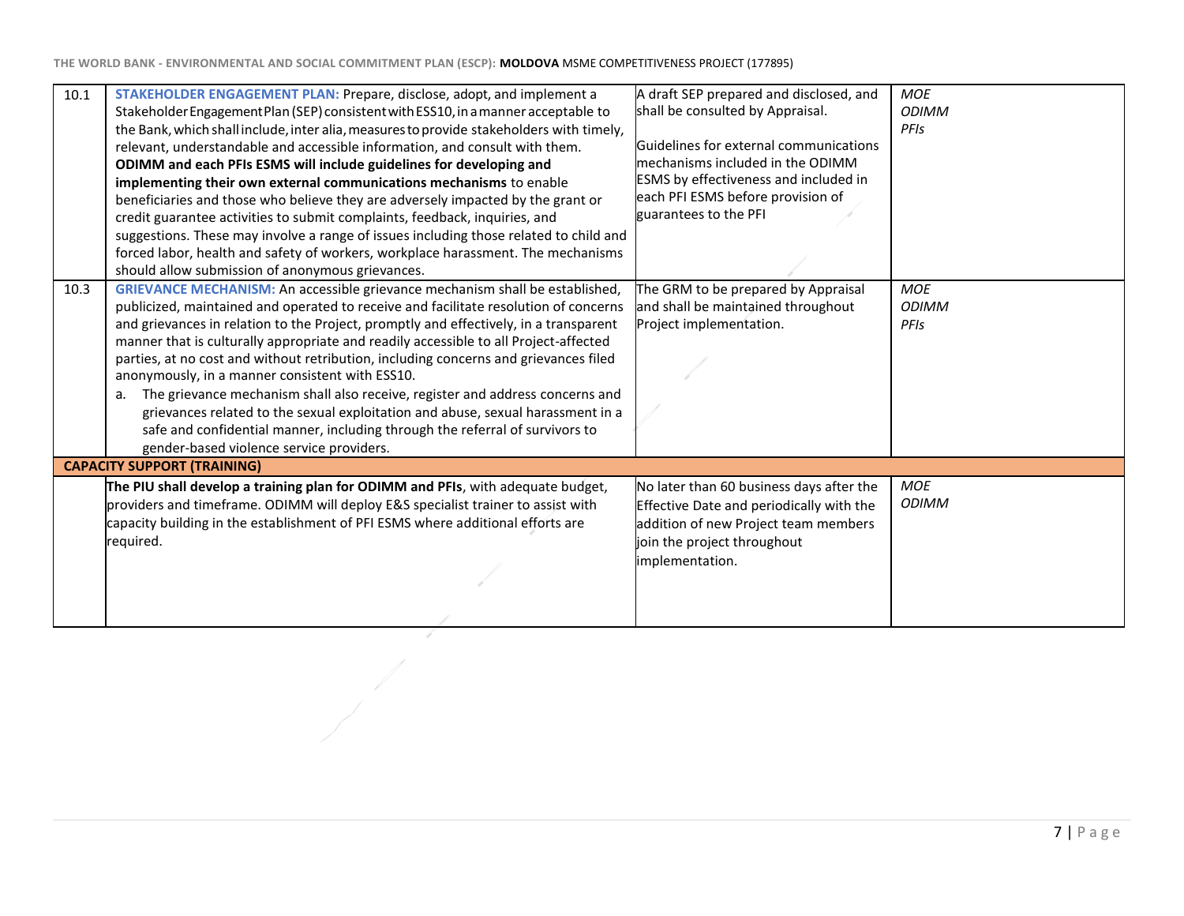| | | | |
|---|---|---|---|
| 10.1 | **STAKEHOLDER ENGAGEMENT PLAN:** Prepare, disclose, adopt, and implement a Stakeholder Engagement Plan (SEP) consistent with ESS10, in a manner acceptable to the Bank, which shall include, inter alia, measures to provide stakeholders with timely, relevant, understandable and accessible information, and consult with them. **ODIMM and each PFIs ESMS will include guidelines for developing and implementing their own external communications mechanisms** to enable beneficiaries and those who believe they are adversely impacted by the grant or credit guarantee activities to submit complaints, feedback, inquiries, and suggestions. These may involve a range of issues including those related to child and forced labor, health and safety of workers, workplace harassment. The mechanisms should allow submission of anonymous grievances. | A draft SEP prepared and disclosed, and shall be consulted by Appraisal.<br><br>Guidelines for external communications mechanisms included in the ODIMM ESMS by effectiveness and included in each PFI ESMS before provision of guarantees to the PFI | *MOE*<br>*ODIMM*<br>*PFIs* |
| 10.3 | **GRIEVANCE MECHANISM:** An accessible grievance mechanism shall be established, publicized, maintained and operated to receive and facilitate resolution of concerns and grievances in relation to the Project, promptly and effectively, in a transparent manner that is culturally appropriate and readily accessible to all Project-affected parties, at no cost and without retribution, including concerns and grievances filed anonymously, in a manner consistent with ESS10.<br>a. The grievance mechanism shall also receive, register and address concerns and grievances related to the sexual exploitation and abuse, sexual harassment in a safe and confidential manner, including through the referral of survivors to gender-based violence service providers. | The GRM to be prepared by Appraisal and shall be maintained throughout Project implementation. | *MOE*<br>*ODIMM*<br>*PFIs* |
| **CAPACITY SUPPORT (TRAINING)** | | | |
| | **The PIU shall develop a training plan for ODIMM and PFIs**, with adequate budget, providers and timeframe. ODIMM will deploy E&S specialist trainer to assist with capacity building in the establishment of PFI ESMS where additional efforts are required. | No later than 60 business days after the Effective Date and periodically with the addition of new Project team members join the project throughout implementation. | *MOE*<br>*ODIMM* |